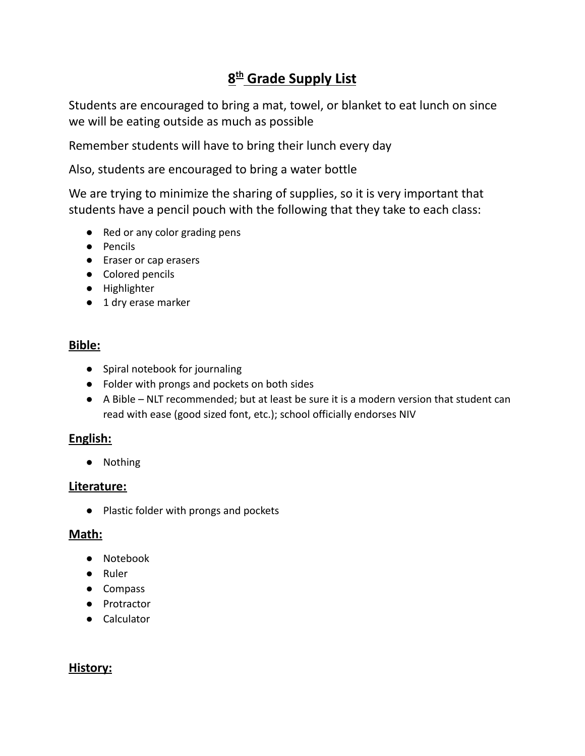# 8th Grade Supply List

Students are encouraged to bring a mat, towel, or blanket to eat lunch on since we will be eating outside as much as possible

Remember students will have to bring their lunch every day

Also, students are encouraged to bring a water bottle

We are trying to minimize the sharing of supplies, so it is very important that students have a pencil pouch with the following that they take to each class:

- Red or any color grading pens
- Pencils
- Eraser or cap erasers
- Colored pencils
- Highlighter
- 1 dry erase marker

## Bible:

- Spiral notebook for journaling
- Folder with prongs and pockets on both sides
- A Bible – NLT recommended; but at least be sure it is a modern version that student can read with ease (good sized font, etc.); school officially endorses NIV

## English:

- Nothing

## Literature:

- Plastic folder with prongs and pockets

## Math:

- Notebook
- Ruler
- Compass
- Protractor
- Calculator

## History: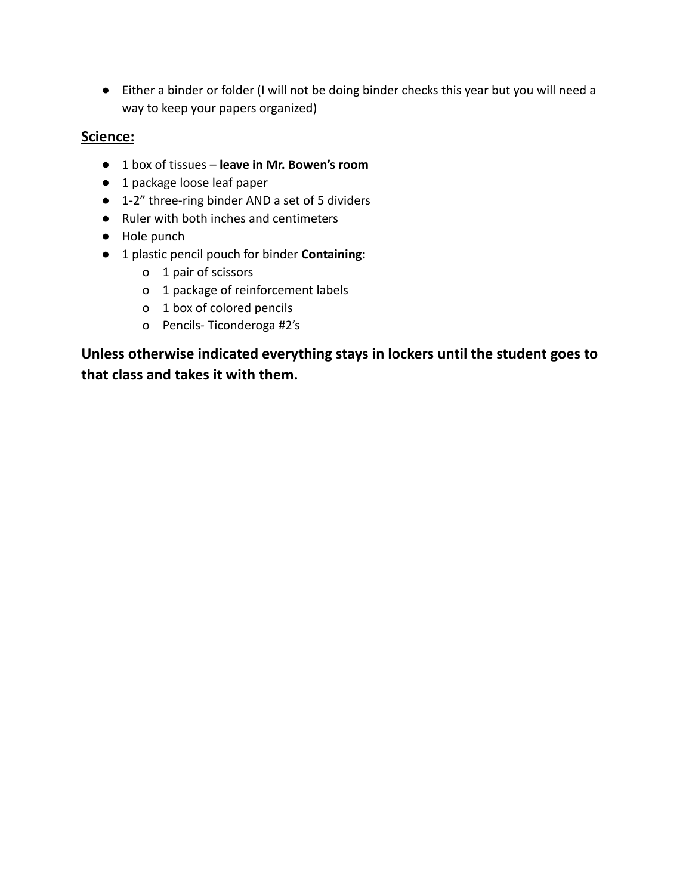- Either a binder or folder (I will not be doing binder checks this year but you will need a way to keep your papers organized)

## Science:

- 1 box of tissues – **leave in Mr. Bowen's room**
- 1 package loose leaf paper
- 1-2" three-ring binder AND a set of 5 dividers
- Ruler with both inches and centimeters
- Hole punch
- 1 plastic pencil pouch for binder **Containing:**
    - 1 pair of scissors
    - 1 package of reinforcement labels
    - 1 box of colored pencils
    - Pencils- Ticonderoga #2's

**Unless otherwise indicated everything stays in lockers until the student goes to that class and takes it with them.**